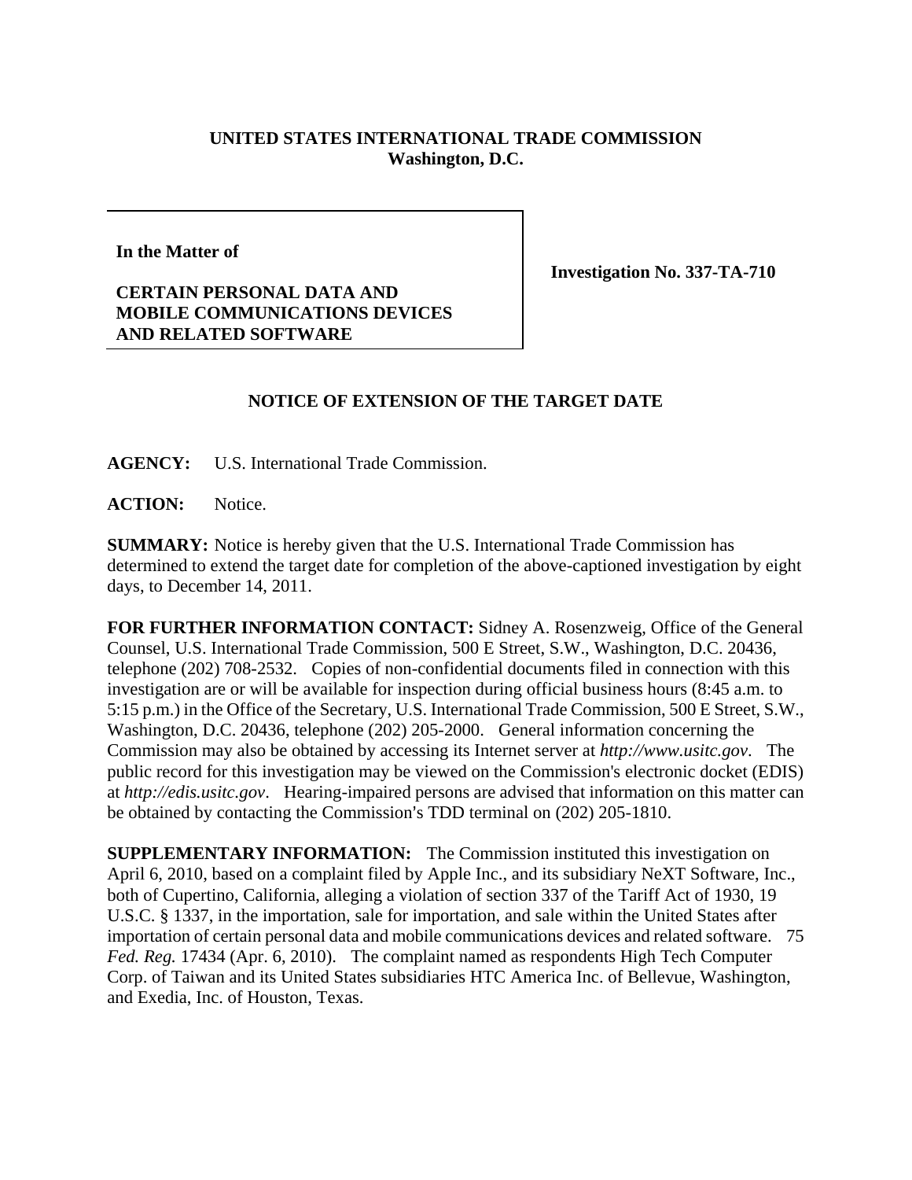**UNITED STATES INTERNATIONAL TRADE COMMISSION**
**Washington, D.C.**

**In the Matter of**

**CERTAIN PERSONAL DATA AND MOBILE COMMUNICATIONS DEVICES AND RELATED SOFTWARE**

**Investigation No. 337-TA-710**

## NOTICE OF EXTENSION OF THE TARGET DATE

**AGENCY:** U.S. International Trade Commission.

**ACTION:** Notice.

**SUMMARY:** Notice is hereby given that the U.S. International Trade Commission has determined to extend the target date for completion of the above-captioned investigation by eight days, to December 14, 2011.

**FOR FURTHER INFORMATION CONTACT:** Sidney A. Rosenzweig, Office of the General Counsel, U.S. International Trade Commission, 500 E Street, S.W., Washington, D.C. 20436, telephone (202) 708-2532. Copies of non-confidential documents filed in connection with this investigation are or will be available for inspection during official business hours (8:45 a.m. to 5:15 p.m.) in the Office of the Secretary, U.S. International Trade Commission, 500 E Street, S.W., Washington, D.C. 20436, telephone (202) 205-2000. General information concerning the Commission may also be obtained by accessing its Internet server at *http://www.usitc.gov*. The public record for this investigation may be viewed on the Commission's electronic docket (EDIS) at *http://edis.usitc.gov*. Hearing-impaired persons are advised that information on this matter can be obtained by contacting the Commission's TDD terminal on (202) 205-1810.

**SUPPLEMENTARY INFORMATION:** The Commission instituted this investigation on April 6, 2010, based on a complaint filed by Apple Inc., and its subsidiary NeXT Software, Inc., both of Cupertino, California, alleging a violation of section 337 of the Tariff Act of 1930, 19 U.S.C. § 1337, in the importation, sale for importation, and sale within the United States after importation of certain personal data and mobile communications devices and related software. 75 *Fed. Reg.* 17434 (Apr. 6, 2010). The complaint named as respondents High Tech Computer Corp. of Taiwan and its United States subsidiaries HTC America Inc. of Bellevue, Washington, and Exedia, Inc. of Houston, Texas.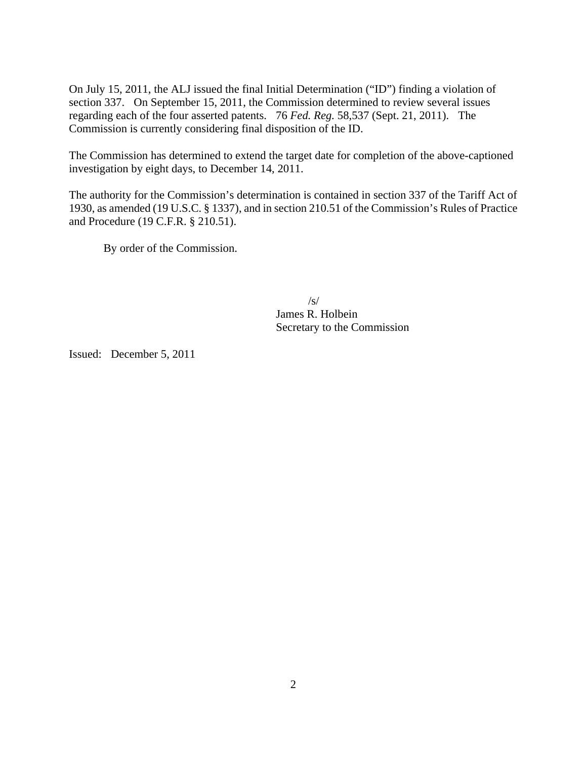On July 15, 2011, the ALJ issued the final Initial Determination ("ID") finding a violation of section 337. On September 15, 2011, the Commission determined to review several issues regarding each of the four asserted patents. 76 *Fed. Reg.* 58,537 (Sept. 21, 2011). The Commission is currently considering final disposition of the ID.

The Commission has determined to extend the target date for completion of the above-captioned investigation by eight days, to December 14, 2011.

The authority for the Commission's determination is contained in section 337 of the Tariff Act of 1930, as amended (19 U.S.C. § 1337), and in section 210.51 of the Commission's Rules of Practice and Procedure (19 C.F.R. § 210.51).

By order of the Commission.

/s/
James R. Holbein
Secretary to the Commission

Issued: December 5, 2011